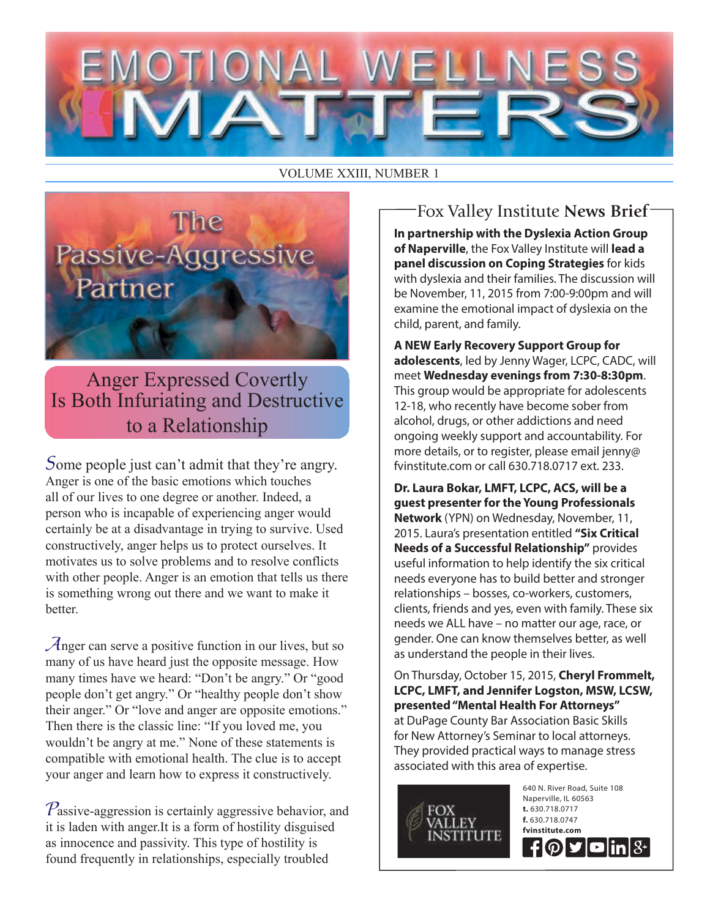# EMOTIONAL WELLNESS MATTERS

VOLUME XXIII, NUMBER 1

## The Passive-Aggressive Partner

### Anger Expressed Covertly Is Both Infuriating and Destructive to a Relationship

Some people just can't admit that they're angry. Anger is one of the basic emotions which touches all of our lives to one degree or another. Indeed, a person who is incapable of experiencing anger would certainly be at a disadvantage in trying to survive. Used constructively, anger helps us to protect ourselves. It motivates us to solve problems and to resolve conflicts with other people. Anger is an emotion that tells us there is something wrong out there and we want to make it better.

Anger can serve a positive function in our lives, but so many of us have heard just the opposite message. How many times have we heard: "Don't be angry." Or "good people don't get angry." Or "healthy people don't show their anger." Or "love and anger are opposite emotions." Then there is the classic line: "If you loved me, you wouldn't be angry at me." None of these statements is compatible with emotional health. The clue is to accept your anger and learn how to express it constructively.

Passive-aggression is certainly aggressive behavior, and it is laden with anger.It is a form of hostility disguised as innocence and passivity. This type of hostility is found frequently in relationships, especially troubled

## Fox Valley Institute **News Brief**

**In partnership with the Dyslexia Action Group of Naperville**, the Fox Valley Institute will **lead a panel discussion on Coping Strategies** for kids with dyslexia and their families. The discussion will be November, 11, 2015 from 7:00-9:00pm and will examine the emotional impact of dyslexia on the child, parent, and family.

**A NEW Early Recovery Support Group for adolescents**, led by Jenny Wager, LCPC, CADC, will meet **Wednesday evenings from 7:30-8:30pm**. This group would be appropriate for adolescents 12-18, who recently have become sober from alcohol, drugs, or other addictions and need ongoing weekly support and accountability. For more details, or to register, please email jenny@fvinstitute.com or call 630.718.0717 ext. 233.

**Dr. Laura Bokar, LMFT, LCPC, ACS, will be a guest presenter for the Young Professionals Network** (YPN) on Wednesday, November, 11, 2015. Laura's presentation entitled **"Six Critical Needs of a Successful Relationship"** provides useful information to help identify the six critical needs everyone has to build better and stronger relationships – bosses, co-workers, customers, clients, friends and yes, even with family. These six needs we ALL have – no matter our age, race, or gender. One can know themselves better, as well as understand the people in their lives.

On Thursday, October 15, 2015, **Cheryl Frommelt, LCPC, LMFT, and Jennifer Logston, MSW, LCSW, presented "Mental Health For Attorneys"** at DuPage County Bar Association Basic Skills for New Attorney's Seminar to local attorneys. They provided practical ways to manage stress associated with this area of expertise.

FOX VALLEY INSTITUTE

640 N. River Road, Suite 108
Naperville, IL 60563
**t.** 630.718.0717
**f.** 630.718.0747
**fvinstitute.com**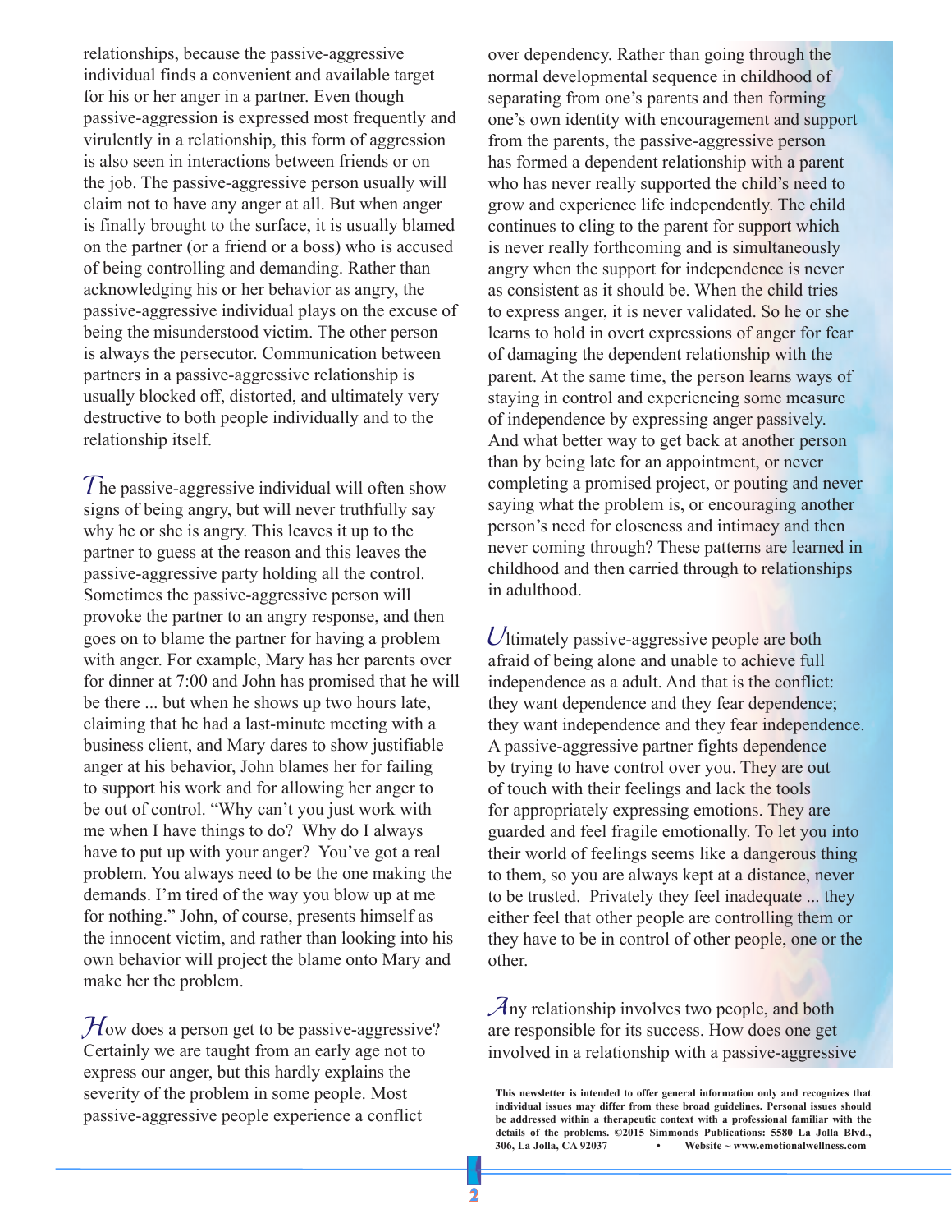relationships, because the passive-aggressive individual finds a convenient and available target for his or her anger in a partner. Even though passive-aggression is expressed most frequently and virulently in a relationship, this form of aggression is also seen in interactions between friends or on the job. The passive-aggressive person usually will claim not to have any anger at all. But when anger is finally brought to the surface, it is usually blamed on the partner (or a friend or a boss) who is accused of being controlling and demanding. Rather than acknowledging his or her behavior as angry, the passive-aggressive individual plays on the excuse of being the misunderstood victim. The other person is always the persecutor. Communication between partners in a passive-aggressive relationship is usually blocked off, distorted, and ultimately very destructive to both people individually and to the relationship itself.

The passive-aggressive individual will often show signs of being angry, but will never truthfully say why he or she is angry. This leaves it up to the partner to guess at the reason and this leaves the passive-aggressive party holding all the control. Sometimes the passive-aggressive person will provoke the partner to an angry response, and then goes on to blame the partner for having a problem with anger. For example, Mary has her parents over for dinner at 7:00 and John has promised that he will be there ... but when he shows up two hours late, claiming that he had a last-minute meeting with a business client, and Mary dares to show justifiable anger at his behavior, John blames her for failing to support his work and for allowing her anger to be out of control. "Why can't you just work with me when I have things to do? Why do I always have to put up with your anger? You've got a real problem. You always need to be the one making the demands. I'm tired of the way you blow up at me for nothing." John, of course, presents himself as the innocent victim, and rather than looking into his own behavior will project the blame onto Mary and make her the problem.

How does a person get to be passive-aggressive? Certainly we are taught from an early age not to express our anger, but this hardly explains the severity of the problem in some people. Most passive-aggressive people experience a conflict over dependency. Rather than going through the normal developmental sequence in childhood of separating from one's parents and then forming one's own identity with encouragement and support from the parents, the passive-aggressive person has formed a dependent relationship with a parent who has never really supported the child's need to grow and experience life independently. The child continues to cling to the parent for support which is never really forthcoming and is simultaneously angry when the support for independence is never as consistent as it should be. When the child tries to express anger, it is never validated. So he or she learns to hold in overt expressions of anger for fear of damaging the dependent relationship with the parent. At the same time, the person learns ways of staying in control and experiencing some measure of independence by expressing anger passively. And what better way to get back at another person than by being late for an appointment, or never completing a promised project, or pouting and never saying what the problem is, or encouraging another person's need for closeness and intimacy and then never coming through? These patterns are learned in childhood and then carried through to relationships in adulthood.

Ultimately passive-aggressive people are both afraid of being alone and unable to achieve full independence as a adult. And that is the conflict: they want dependence and they fear dependence; they want independence and they fear independence. A passive-aggressive partner fights dependence by trying to have control over you. They are out of touch with their feelings and lack the tools for appropriately expressing emotions. They are guarded and feel fragile emotionally. To let you into their world of feelings seems like a dangerous thing to them, so you are always kept at a distance, never to be trusted. Privately they feel inadequate ... they either feel that other people are controlling them or they have to be in control of other people, one or the other.

Any relationship involves two people, and both are responsible for its success. How does one get involved in a relationship with a passive-aggressive

**This newsletter is intended to offer general information only and recognizes that individual issues may differ from these broad guidelines. Personal issues should be addressed within a therapeutic context with a professional familiar with the details of the problems. ©2015 Simmonds Publications: 5580 La Jolla Blvd., 306, La Jolla, CA 92037 • Website ~ www.emotionalwellness.com**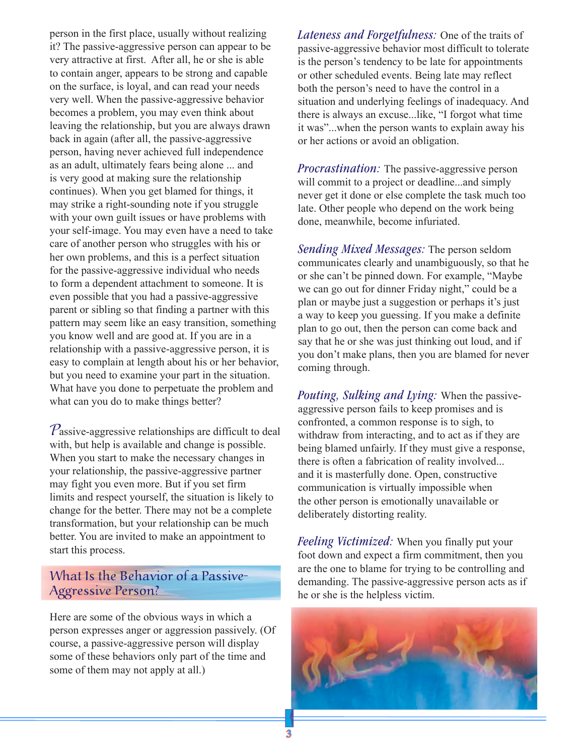person in the first place, usually without realizing it? The passive-aggressive person can appear to be very attractive at first. After all, he or she is able to contain anger, appears to be strong and capable on the surface, is loyal, and can read your needs very well. When the passive-aggressive behavior becomes a problem, you may even think about leaving the relationship, but you are always drawn back in again (after all, the passive-aggressive person, having never achieved full independence as an adult, ultimately fears being alone ... and is very good at making sure the relationship continues). When you get blamed for things, it may strike a right-sounding note if you struggle with your own guilt issues or have problems with your self-image. You may even have a need to take care of another person who struggles with his or her own problems, and this is a perfect situation for the passive-aggressive individual who needs to form a dependent attachment to someone. It is even possible that you had a passive-aggressive parent or sibling so that finding a partner with this pattern may seem like an easy transition, something you know well and are good at. If you are in a relationship with a passive-aggressive person, it is easy to complain at length about his or her behavior, but you need to examine your part in the situation. What have you done to perpetuate the problem and what can you do to make things better?

Passive-aggressive relationships are difficult to deal with, but help is available and change is possible. When you start to make the necessary changes in your relationship, the passive-aggressive partner may fight you even more. But if you set firm limits and respect yourself, the situation is likely to change for the better. There may not be a complete transformation, but your relationship can be much better. You are invited to make an appointment to start this process.

## What Is the Behavior of a Passive-Aggressive Person?

Here are some of the obvious ways in which a person expresses anger or aggression passively. (Of course, a passive-aggressive person will display some of these behaviors only part of the time and some of them may not apply at all.)

*Lateness and Forgetfulness:* One of the traits of passive-aggressive behavior most difficult to tolerate is the person's tendency to be late for appointments or other scheduled events. Being late may reflect both the person's need to have the control in a situation and underlying feelings of inadequacy. And there is always an excuse...like, "I forgot what time it was"...when the person wants to explain away his or her actions or avoid an obligation.

*Procrastination:* The passive-aggressive person will commit to a project or deadline...and simply never get it done or else complete the task much too late. Other people who depend on the work being done, meanwhile, become infuriated.

*Sending Mixed Messages:* The person seldom communicates clearly and unambiguously, so that he or she can't be pinned down. For example, "Maybe we can go out for dinner Friday night," could be a plan or maybe just a suggestion or perhaps it's just a way to keep you guessing. If you make a definite plan to go out, then the person can come back and say that he or she was just thinking out loud, and if you don't make plans, then you are blamed for never coming through.

*Pouting, Sulking and Lying:* When the passive-aggressive person fails to keep promises and is confronted, a common response is to sigh, to withdraw from interacting, and to act as if they are being blamed unfairly. If they must give a response, there is often a fabrication of reality involved... and it is masterfully done. Open, constructive communication is virtually impossible when the other person is emotionally unavailable or deliberately distorting reality.

*Feeling Victimized:* When you finally put your foot down and expect a firm commitment, then you are the one to blame for trying to be controlling and demanding. The passive-aggressive person acts as if he or she is the helpless victim.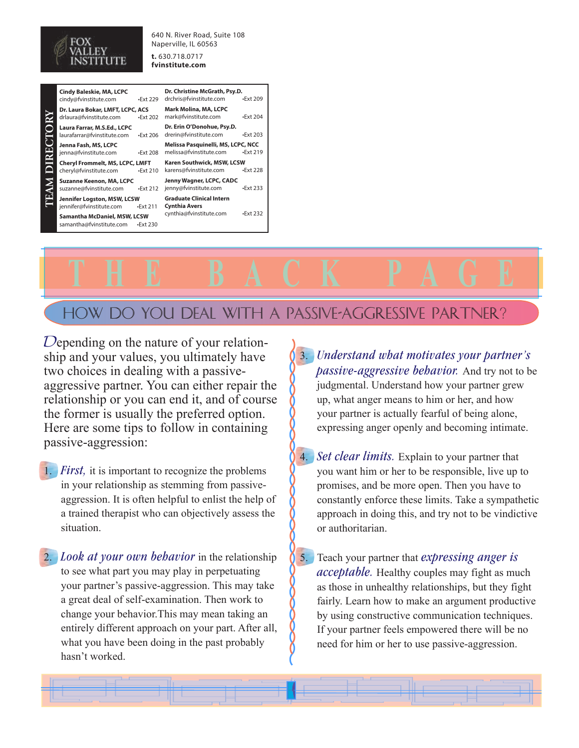**FOX VALLEY INSTITUTE**

640 N. River Road, Suite 108
Naperville, IL 60563
**t.** 630.718.0717
**fvinstitute.com**

## TEAM DIRECTORY

| | | | |
|---|---|---|---|
| **Cindy Baleskie, MA, LCPC** cindy@fvinstitute.com | •Ext 229 | **Dr. Christine McGrath, Psy.D.** drchris@fvinstitute.com | •Ext 209 |
| **Dr. Laura Bokar, LMFT, LCPC, ACS** drlaura@fvinstitute.com | •Ext 202 | **Mark Molina, MA, LCPC** mark@fvinstitute.com | •Ext 204 |
| **Laura Farrar, M.S.Ed., LCPC** laurafarrar@fvinstitute.com | •Ext 206 | **Dr. Erin O'Donohue, Psy.D.** drerin@fvinstitute.com | •Ext 203 |
| **Jenna Fash, MS, LCPC** jenna@fvinstitute.com | •Ext 208 | **Melissa Pasquinelli, MS, LCPC, NCC** melissa@fvinstitute.com | •Ext 219 |
| **Cheryl Frommelt, MS, LCPC, LMFT** cheryl@fvinstitute.com | •Ext 210 | **Karen Southwick, MSW, LCSW** karens@fvinstitute.com | •Ext 228 |
| **Suzanne Keenon, MA, LCPC** suzanne@fvinstitute.com | •Ext 212 | **Jenny Wagner, LCPC, CADC** jenny@fvinstitute.com | •Ext 233 |
| **Jennifer Logston, MSW, LCSW** jennifer@fvinstitute.com | •Ext 211 | **Graduate Clinical Intern Cynthia Avers** cynthia@fvinstitute.com | •Ext 232 |
| **Samantha McDaniel, MSW, LCSW** samantha@fvinstitute.com | •Ext 230 | | |

# THE BACK PAGE

## HOW DO YOU DEAL WITH A PASSIVE-AGGRESSIVE PARTNER?

Depending on the nature of your relationship and your values, you ultimately have two choices in dealing with a passive-aggressive partner. You can either repair the relationship or you can end it, and of course the former is usually the preferred option. Here are some tips to follow in containing passive-aggression:

1. *First,* it is important to recognize the problems in your relationship as stemming from passive-aggression. It is often helpful to enlist the help of a trained therapist who can objectively assess the situation.

2. *Look at your own behavior* in the relationship to see what part you may play in perpetuating your partner's passive-aggression. This may take a great deal of self-examination. Then work to change your behavior.This may mean taking an entirely different approach on your part. After all, what you have been doing in the past probably hasn't worked.

3. *Understand what motivates your partner's passive-aggressive behavior.* And try not to be judgmental. Understand how your partner grew up, what anger means to him or her, and how your partner is actually fearful of being alone, expressing anger openly and becoming intimate.

4. *Set clear limits.* Explain to your partner that you want him or her to be responsible, live up to promises, and be more open. Then you have to constantly enforce these limits. Take a sympathetic approach in doing this, and try not to be vindictive or authoritarian.

5. Teach your partner that *expressing anger is acceptable.* Healthy couples may fight as much as those in unhealthy relationships, but they fight fairly. Learn how to make an argument productive by using constructive communication techniques. If your partner feels empowered there will be no need for him or her to use passive-aggression.